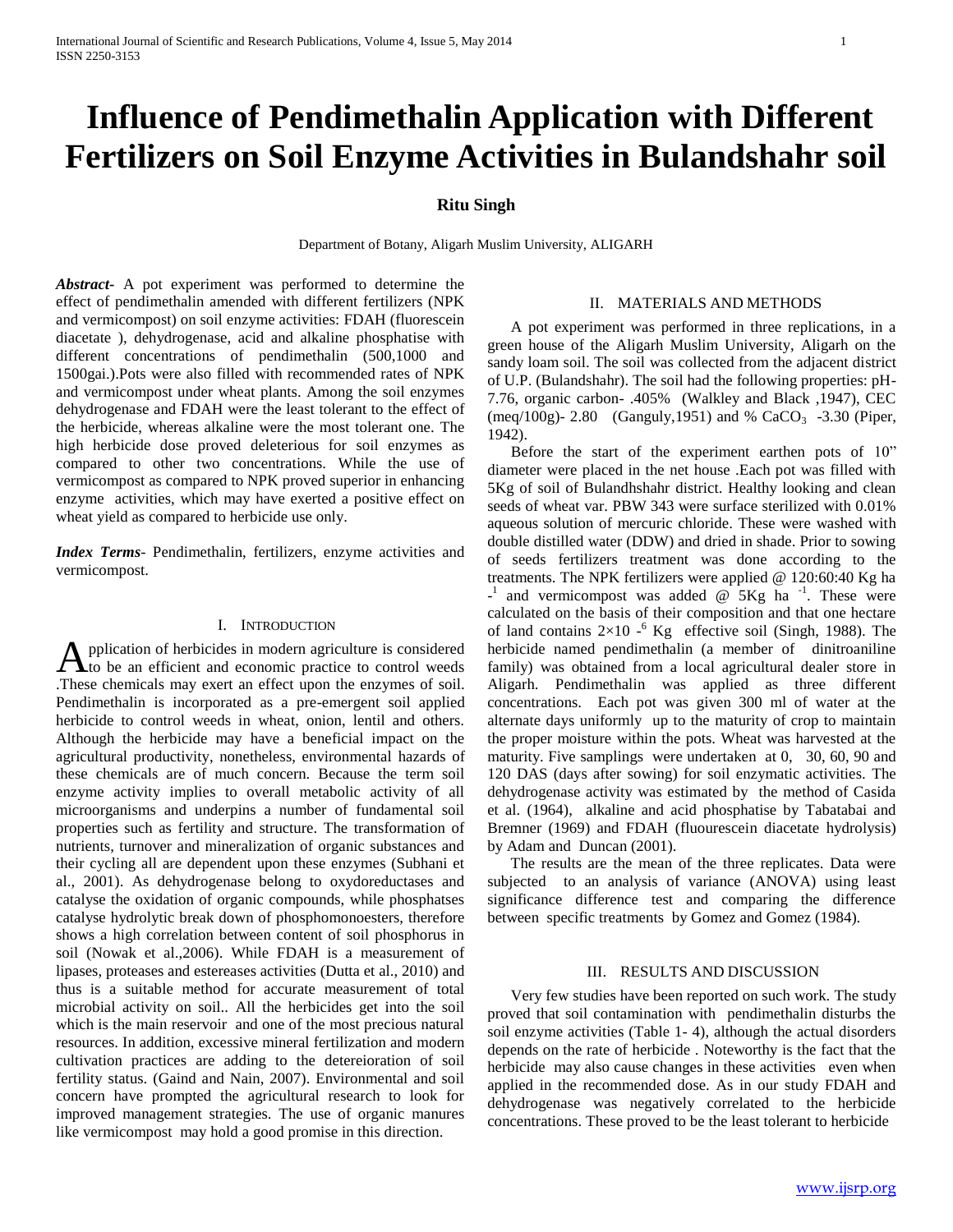# Influence of Pendimethalin Application with Different Fertilizers on Soil Enzyme Activities in Bulandshahr soil

**Ritu Singh**

Department of Botany, Aligarh Muslim University, ALIGARH

***Abstract***- A pot experiment was performed to determine the effect of pendimethalin amended with different fertilizers (NPK and vermicompost) on soil enzyme activities: FDAH (fluorescein diacetate ), dehydrogenase, acid and alkaline phosphatise with different concentrations of pendimethalin (500,1000 and 1500gai.).Pots were also filled with recommended rates of NPK and vermicompost under wheat plants. Among the soil enzymes dehydrogenase and FDAH were the least tolerant to the effect of the herbicide, whereas alkaline were the most tolerant one. The high herbicide dose proved deleterious for soil enzymes as compared to other two concentrations. While the use of vermicompost as compared to NPK proved superior in enhancing enzyme activities, which may have exerted a positive effect on wheat yield as compared to herbicide use only.

***Index Terms***- Pendimethalin, fertilizers, enzyme activities and vermicompost.

## I. Introduction

Application of herbicides in modern agriculture is considered to be an efficient and economic practice to control weeds .These chemicals may exert an effect upon the enzymes of soil. Pendimethalin is incorporated as a pre-emergent soil applied herbicide to control weeds in wheat, onion, lentil and others. Although the herbicide may have a beneficial impact on the agricultural productivity, nonetheless, environmental hazards of these chemicals are of much concern. Because the term soil enzyme activity implies to overall metabolic activity of all microorganisms and underpins a number of fundamental soil properties such as fertility and structure. The transformation of nutrients, turnover and mineralization of organic substances and their cycling all are dependent upon these enzymes (Subhani et al., 2001). As dehydrogenase belong to oxydoreductases and catalyse the oxidation of organic compounds, while phosphatses catalyse hydrolytic break down of phosphomonoesters, therefore shows a high correlation between content of soil phosphorus in soil (Nowak et al.,2006). While FDAH is a measurement of lipases, proteases and estereases activities (Dutta et al., 2010) and thus is a suitable method for accurate measurement of total microbial activity on soil.. All the herbicides get into the soil which is the main reservoir and one of the most precious natural resources. In addition, excessive mineral fertilization and modern cultivation practices are adding to the detereioration of soil fertility status. (Gaind and Nain, 2007). Environmental and soil concern have prompted the agricultural research to look for improved management strategies. The use of organic manures like vermicompost may hold a good promise in this direction.

## II. Materials and Methods

A pot experiment was performed in three replications, in a green house of the Aligarh Muslim University, Aligarh on the sandy loam soil. The soil was collected from the adjacent district of U.P. (Bulandshahr). The soil had the following properties: pH- 7.76, organic carbon- .405% (Walkley and Black ,1947), CEC (meq/100g)- 2.80 (Ganguly,1951) and % $CaCO_3$ -3.30 (Piper, 1942).

Before the start of the experiment earthen pots of 10" diameter were placed in the net house .Each pot was filled with 5Kg of soil of Bulandhshahr district. Healthy looking and clean seeds of wheat var. PBW 343 were surface sterilized with 0.01% aqueous solution of mercuric chloride. These were washed with double distilled water (DDW) and dried in shade. Prior to sowing of seeds fertilizers treatment was done according to the treatments. The NPK fertilizers were applied @ 120:60:40 Kg ha $^{-1}$ and vermicompost was added @ 5Kg ha $^{-1}$. These were calculated on the basis of their composition and that one hectare of land contains $2\times10^{-6}$ Kg effective soil (Singh, 1988). The herbicide named pendimethalin (a member of dinitroaniline family) was obtained from a local agricultural dealer store in Aligarh. Pendimethalin was applied as three different concentrations. Each pot was given 300 ml of water at the alternate days uniformly up to the maturity of crop to maintain the proper moisture within the pots. Wheat was harvested at the maturity. Five samplings were undertaken at 0, 30, 60, 90 and 120 DAS (days after sowing) for soil enzymatic activities. The dehydrogenase activity was estimated by the method of Casida et al. (1964), alkaline and acid phosphatise by Tabatabai and Bremner (1969) and FDAH (fluourescein diacetate hydrolysis) by Adam and Duncan (2001).

The results are the mean of the three replicates. Data were subjected to an analysis of variance (ANOVA) using least significance difference test and comparing the difference between specific treatments by Gomez and Gomez (1984).

## III. Results and Discussion

Very few studies have been reported on such work. The study proved that soil contamination with pendimethalin disturbs the soil enzyme activities (Table 1- 4), although the actual disorders depends on the rate of herbicide . Noteworthy is the fact that the herbicide may also cause changes in these activities even when applied in the recommended dose. As in our study FDAH and dehydrogenase was negatively correlated to the herbicide concentrations. These proved to be the least tolerant to herbicide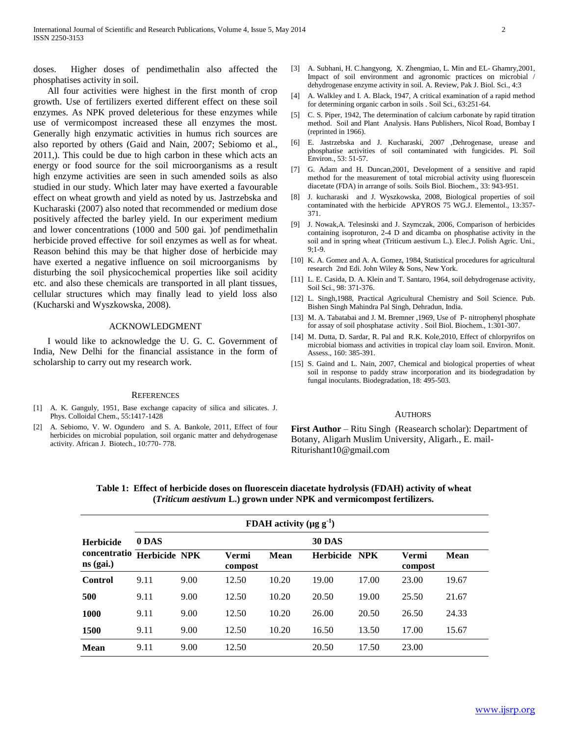doses. Higher doses of pendimethalin also affected the phosphatises activity in soil.

All four activities were highest in the first month of crop growth. Use of fertilizers exerted different effect on these soil enzymes. As NPK proved deleterious for these enzymes while use of vermicompost increased these all enzymes the most. Generally high enzymatic activities in humus rich sources are also reported by others (Gaid and Nain, 2007; Sebiomo et al., 2011,). This could be due to high carbon in these which acts an energy or food source for the soil microorganisms as a result high enzyme activities are seen in such amended soils as also studied in our study. Which later may have exerted a favourable effect on wheat growth and yield as noted by us. Jastrzebska and Kucharaski (2007) also noted that recommended or medium dose positively affected the barley yield. In our experiment medium and lower concentrations (1000 and 500 gai. )of pendimethalin herbicide proved effective for soil enzymes as well as for wheat. Reason behind this may be that higher dose of herbicide may have exerted a negative influence on soil microorganisms by disturbing the soil physicochemical properties like soil acidity etc. and also these chemicals are transported in all plant tissues, cellular structures which may finally lead to yield loss also (Kucharski and Wyszkowska, 2008).

## ACKNOWLEDGMENT

I would like to acknowledge the U. G. C. Government of India, New Delhi for the financial assistance in the form of scholarship to carry out my research work.

## REFERENCES

[1] A. K. Ganguly, 1951, Base exchange capacity of silica and silicates. J. Phys. Colloidal Chem., 55:1417-1428

[2] A. Sebiomo, V. W. Ogundero and S. A. Bankole, 2011, Effect of four herbicides on microbial population, soil organic matter and dehydrogenase activity. African J. Biotech., 10:770- 778.

[3] A. Subhani, H. C.hangyong, X. Zhengmiao, L. Min and EL- Ghamry,2001, Impact of soil environment and agronomic practices on microbial / dehydrogenase enzyme activity in soil. A. Review, Pak J. Biol. Sci., 4:3

[4] A. Walkley and I. A. Black, 1947, A critical examination of a rapid method for determining organic carbon in soils . Soil Sci., 63:251-64.

[5] C. S. Piper, 1942, The determination of calcium carbonate by rapid titration method. Soil and Plant Analysis. Hans Publishers, Nicol Road, Bombay I (reprinted in 1966).

[6] E. Jastrzebska and J. Kucharaski, 2007 ,Dehrogenase, urease and phosphatise activities of soil contaminated with fungicides. Pl. Soil Environ., 53: 51-57.

[7] G. Adam and H. Duncan,2001, Development of a sensitive and rapid method for the measurement of total microbial activity using fluorescein diacetate (FDA) in arrange of soils. Soils Biol. Biochem., 33: 943-951.

[8] J. kucharaski and J. Wyszkowska, 2008, Biological properties of soil contaminated with the herbicide APYROS 75 WG.J. Elementol., 13:357-371.

[9] J. Nowak,A. Telesinski and J. Szymczak, 2006, Comparison of herbicides containing isoproturon, 2-4 D and dicamba on phosphatise activity in the soil and in spring wheat (Triticum aestivum L.). Elec.J. Polish Agric. Uni., 9;1-9.

[10] K. A. Gomez and A. A. Gomez, 1984, Statistical procedures for agricultural research 2nd Edi. John Wiley & Sons, New York.

[11] L. E. Casida, D. A. Klein and T. Santaro, 1964, soil dehydrogenase activity, Soil Sci., 98: 371-376.

[12] L. Singh,1988, Practical Agricultural Chemistry and Soil Science. Pub. Bishen Singh Mahindra Pal Singh, Dehradun, India.

[13] M. A. Tabatabai and J. M. Bremner ,1969, Use of P- nitrophenyl phosphate for assay of soil phosphatase activity . Soil Biol. Biochem., 1:301-307.

[14] M. Dutta, D. Sardar, R. Pal and R.K. Kole,2010, Effect of chlorpyrifos on microbial biomass and activities in tropical clay loam soil. Environ. Monit. Assess., 160: 385-391.

[15] S. Gaind and L. Nain, 2007, Chemical and biological properties of wheat soil in response to paddy straw incorporation and its biodegradation by fungal inoculants. Biodegradation, 18: 495-503.

## AUTHORS

**First Author** – Ritu Singh (Reasearch scholar): Department of Botany, Aligarh Muslim University, Aligarh., E. mail- Riturishant10@gmail.com

**Table 1: Effect of herbicide doses on fluorescein diacetate hydrolysis (FDAH) activity of wheat (*Triticum aestivum* L.) grown under NPK and vermicompost fertilizers.**

| Herbicide concentrations (gai.) | FDAH activity (μg $g^{-1}$) | | | | | | | |
|---|---|---|---|---|---|---|---|---|
| | 0 DAS | | | | 30 DAS | | | |
| | Herbicide | NPK | Vermi compost | Mean | Herbicide | NPK | Vermi compost | Mean |
| **Control** | 9.11 | 9.00 | 12.50 | 10.20 | 19.00 | 17.00 | 23.00 | 19.67 |
| **500** | 9.11 | 9.00 | 12.50 | 10.20 | 20.50 | 19.00 | 25.50 | 21.67 |
| **1000** | 9.11 | 9.00 | 12.50 | 10.20 | 26.00 | 20.50 | 26.50 | 24.33 |
| **1500** | 9.11 | 9.00 | 12.50 | 10.20 | 16.50 | 13.50 | 17.00 | 15.67 |
| **Mean** | 9.11 | 9.00 | 12.50 | | 20.50 | 17.50 | 23.00 | |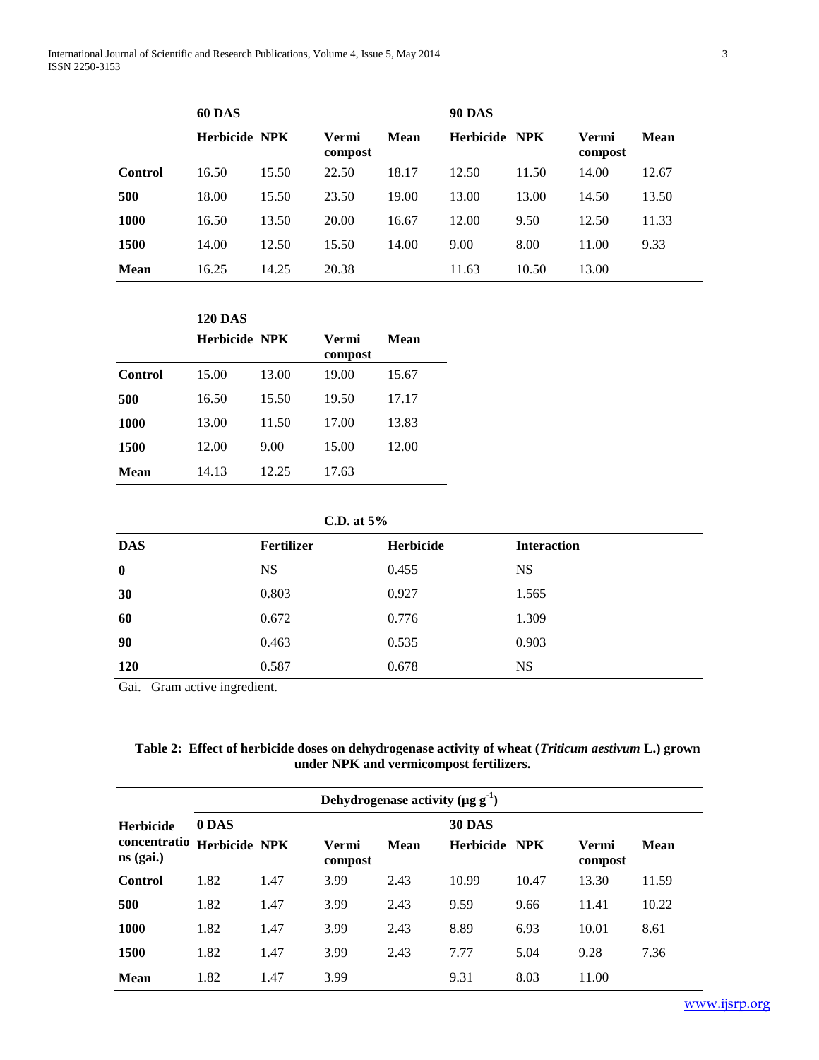| | 60 DAS | | | | 90 DAS | | | |
|---|---|---|---|---|---|---|---|---|
| | Herbicide | NPK | Vermi compost | Mean | Herbicide | NPK | Vermi compost | Mean |
| **Control** | 16.50 | 15.50 | 22.50 | 18.17 | 12.50 | 11.50 | 14.00 | 12.67 |
| **500** | 18.00 | 15.50 | 23.50 | 19.00 | 13.00 | 13.00 | 14.50 | 13.50 |
| **1000** | 16.50 | 13.50 | 20.00 | 16.67 | 12.00 | 9.50 | 12.50 | 11.33 |
| **1500** | 14.00 | 12.50 | 15.50 | 14.00 | 9.00 | 8.00 | 11.00 | 9.33 |
| **Mean** | 16.25 | 14.25 | 20.38 | | 11.63 | 10.50 | 13.00 | |

| | 120 DAS | | | |
|---|---|---|---|---|
| | Herbicide | NPK | Vermi compost | Mean |
| **Control** | 15.00 | 13.00 | 19.00 | 15.67 |
| **500** | 16.50 | 15.50 | 19.50 | 17.17 |
| **1000** | 13.00 | 11.50 | 17.00 | 13.83 |
| **1500** | 12.00 | 9.00 | 15.00 | 12.00 |
| **Mean** | 14.13 | 12.25 | 17.63 | |

| | C.D. at 5% | | |
|---|---|---|---|
| **DAS** | **Fertilizer** | **Herbicide** | **Interaction** |
| **0** | NS | 0.455 | NS |
| **30** | 0.803 | 0.927 | 1.565 |
| **60** | 0.672 | 0.776 | 1.309 |
| **90** | 0.463 | 0.535 | 0.903 |
| **120** | 0.587 | 0.678 | NS |

Gai. –Gram active ingredient.

**Table 2: Effect of herbicide doses on dehydrogenase activity of wheat (*Triticum aestivum* L.) grown under NPK and vermicompost fertilizers.**

| Herbicide concentrations (gai.) | Dehydrogenase activity ($\mu g\ g^{-1}$) | | | | | | | |
|---|---|---|---|---|---|---|---|---|
| | 0 DAS | | | | 30 DAS | | | |
| | Herbicide | NPK | Vermi compost | Mean | Herbicide | NPK | Vermi compost | Mean |
| **Control** | 1.82 | 1.47 | 3.99 | 2.43 | 10.99 | 10.47 | 13.30 | 11.59 |
| **500** | 1.82 | 1.47 | 3.99 | 2.43 | 9.59 | 9.66 | 11.41 | 10.22 |
| **1000** | 1.82 | 1.47 | 3.99 | 2.43 | 8.89 | 6.93 | 10.01 | 8.61 |
| **1500** | 1.82 | 1.47 | 3.99 | 2.43 | 7.77 | 5.04 | 9.28 | 7.36 |
| **Mean** | 1.82 | 1.47 | 3.99 | | 9.31 | 8.03 | 11.00 | |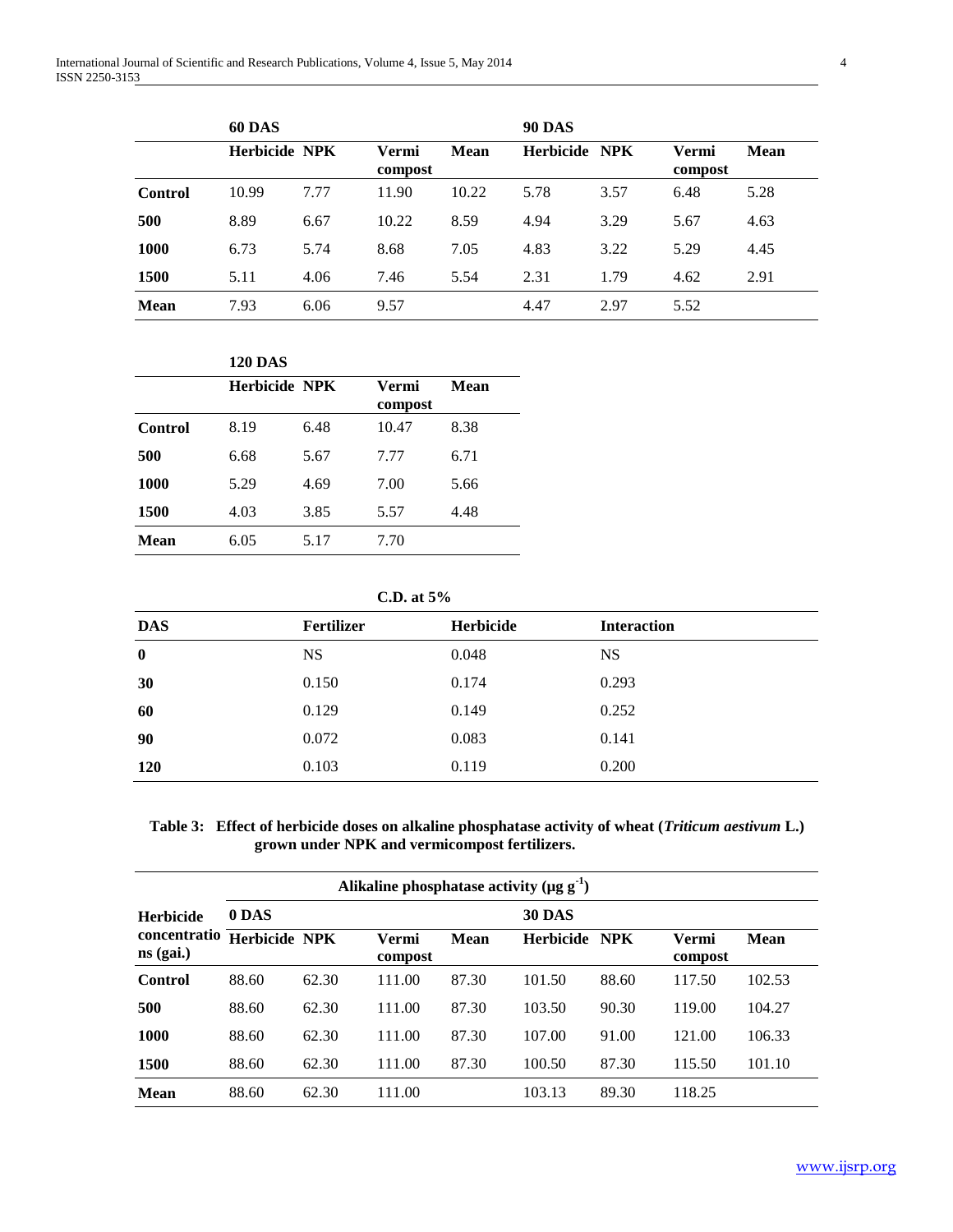| | 60 DAS | | | | 90 DAS | | | |
|---|---|---|---|---|---|---|---|---|
| | Herbicide | NPK | Vermi compost | Mean | Herbicide | NPK | Vermi compost | Mean |
| **Control** | 10.99 | 7.77 | 11.90 | 10.22 | 5.78 | 3.57 | 6.48 | 5.28 |
| **500** | 8.89 | 6.67 | 10.22 | 8.59 | 4.94 | 3.29 | 5.67 | 4.63 |
| **1000** | 6.73 | 5.74 | 8.68 | 7.05 | 4.83 | 3.22 | 5.29 | 4.45 |
| **1500** | 5.11 | 4.06 | 7.46 | 5.54 | 2.31 | 1.79 | 4.62 | 2.91 |
| **Mean** | 7.93 | 6.06 | 9.57 | | 4.47 | 2.97 | 5.52 | |

| | 120 DAS | | | |
|---|---|---|---|---|
| | Herbicide | NPK | Vermi compost | Mean |
| **Control** | 8.19 | 6.48 | 10.47 | 8.38 |
| **500** | 6.68 | 5.67 | 7.77 | 6.71 |
| **1000** | 5.29 | 4.69 | 7.00 | 5.66 |
| **1500** | 4.03 | 3.85 | 5.57 | 4.48 |
| **Mean** | 6.05 | 5.17 | 7.70 | |

**C.D. at 5%**

| DAS | Fertilizer | Herbicide | Interaction |
|---|---|---|---|
| **0** | NS | 0.048 | NS |
| **30** | 0.150 | 0.174 | 0.293 |
| **60** | 0.129 | 0.149 | 0.252 |
| **90** | 0.072 | 0.083 | 0.141 |
| **120** | 0.103 | 0.119 | 0.200 |

**Table 3: Effect of herbicide doses on alkaline phosphatase activity of wheat (*Triticum aestivum* L.) grown under NPK and vermicompost fertilizers.**

| Herbicide concentrations (gai.) | Alikaline phosphatase activity (μg $g^{-1}$) | | | | | | | |
|---|---|---|---|---|---|---|---|---|
| | 0 DAS | | | | 30 DAS | | | |
| | Herbicide | NPK | Vermi compost | Mean | Herbicide | NPK | Vermi compost | Mean |
| **Control** | 88.60 | 62.30 | 111.00 | 87.30 | 101.50 | 88.60 | 117.50 | 102.53 |
| **500** | 88.60 | 62.30 | 111.00 | 87.30 | 103.50 | 90.30 | 119.00 | 104.27 |
| **1000** | 88.60 | 62.30 | 111.00 | 87.30 | 107.00 | 91.00 | 121.00 | 106.33 |
| **1500** | 88.60 | 62.30 | 111.00 | 87.30 | 100.50 | 87.30 | 115.50 | 101.10 |
| **Mean** | 88.60 | 62.30 | 111.00 | | 103.13 | 89.30 | 118.25 | |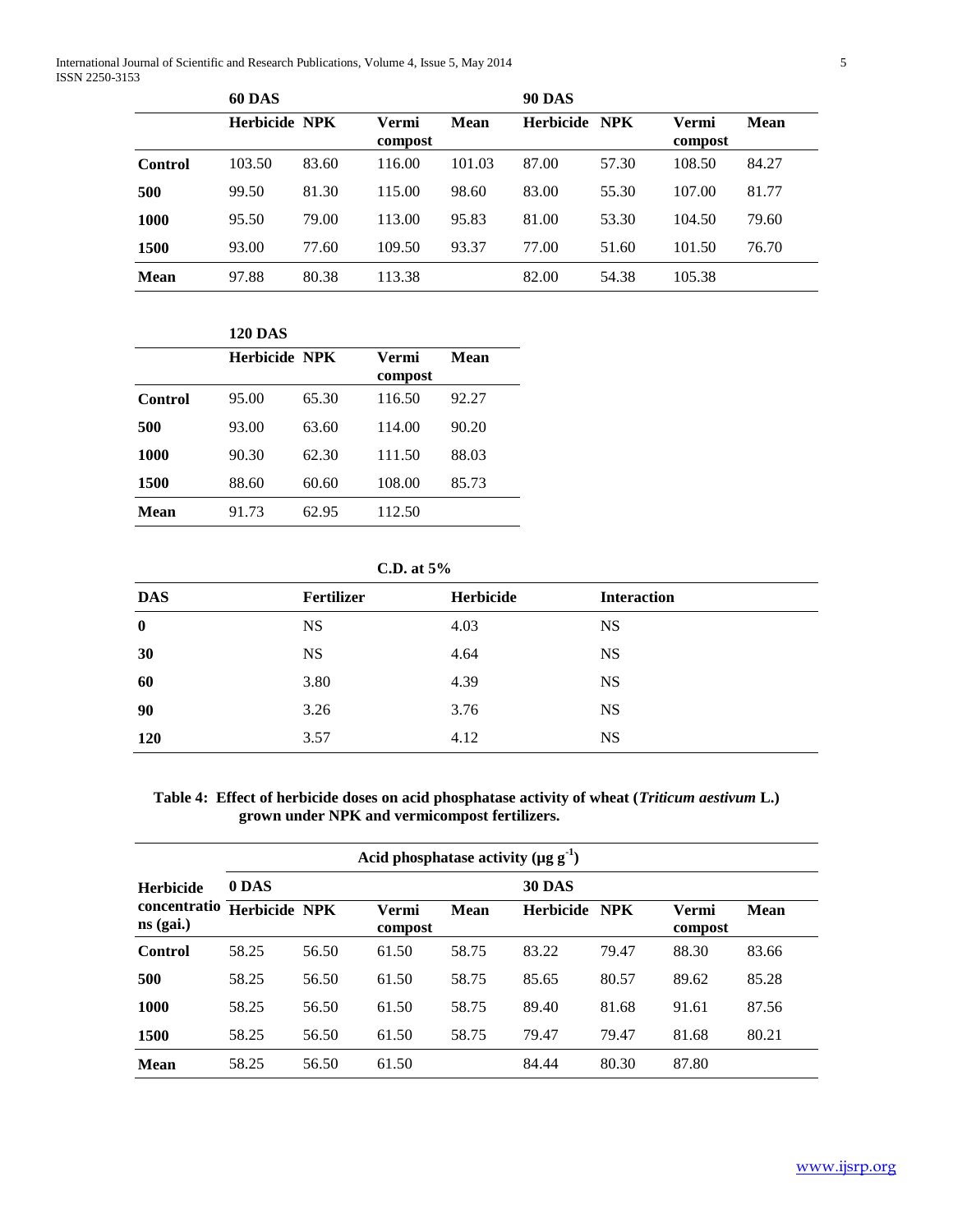| | 60 DAS | | | | 90 DAS | | | |
|---|---|---|---|---|---|---|---|---|
| | Herbicide | NPK | Vermi compost | Mean | Herbicide | NPK | Vermi compost | Mean |
| **Control** | 103.50 | 83.60 | 116.00 | 101.03 | 87.00 | 57.30 | 108.50 | 84.27 |
| **500** | 99.50 | 81.30 | 115.00 | 98.60 | 83.00 | 55.30 | 107.00 | 81.77 |
| **1000** | 95.50 | 79.00 | 113.00 | 95.83 | 81.00 | 53.30 | 104.50 | 79.60 |
| **1500** | 93.00 | 77.60 | 109.50 | 93.37 | 77.00 | 51.60 | 101.50 | 76.70 |
| **Mean** | 97.88 | 80.38 | 113.38 | | 82.00 | 54.38 | 105.38 | |

| | 120 DAS | | | |
|---|---|---|---|---|
| | Herbicide | NPK | Vermi compost | Mean |
| **Control** | 95.00 | 65.30 | 116.50 | 92.27 |
| **500** | 93.00 | 63.60 | 114.00 | 90.20 |
| **1000** | 90.30 | 62.30 | 111.50 | 88.03 |
| **1500** | 88.60 | 60.60 | 108.00 | 85.73 |
| **Mean** | 91.73 | 62.95 | 112.50 | |

**C.D. at 5%**

| DAS | Fertilizer | Herbicide | Interaction |
|---|---|---|---|
| **0** | NS | 4.03 | NS |
| **30** | NS | 4.64 | NS |
| **60** | 3.80 | 4.39 | NS |
| **90** | 3.26 | 3.76 | NS |
| **120** | 3.57 | 4.12 | NS |

**Table 4: Effect of herbicide doses on acid phosphatase activity of wheat (*Triticum aestivum* L.) grown under NPK and vermicompost fertilizers.**

| Herbicide concentrations (gai.) | Acid phosphatase activity (μg $g^{-1}$) | | | | | | | |
|---|---|---|---|---|---|---|---|---|
| | 0 DAS | | | | 30 DAS | | | |
| | Herbicide | NPK | Vermi compost | Mean | Herbicide | NPK | Vermi compost | Mean |
| **Control** | 58.25 | 56.50 | 61.50 | 58.75 | 83.22 | 79.47 | 88.30 | 83.66 |
| **500** | 58.25 | 56.50 | 61.50 | 58.75 | 85.65 | 80.57 | 89.62 | 85.28 |
| **1000** | 58.25 | 56.50 | 61.50 | 58.75 | 89.40 | 81.68 | 91.61 | 87.56 |
| **1500** | 58.25 | 56.50 | 61.50 | 58.75 | 79.47 | 79.47 | 81.68 | 80.21 |
| **Mean** | 58.25 | 56.50 | 61.50 | | 84.44 | 80.30 | 87.80 | |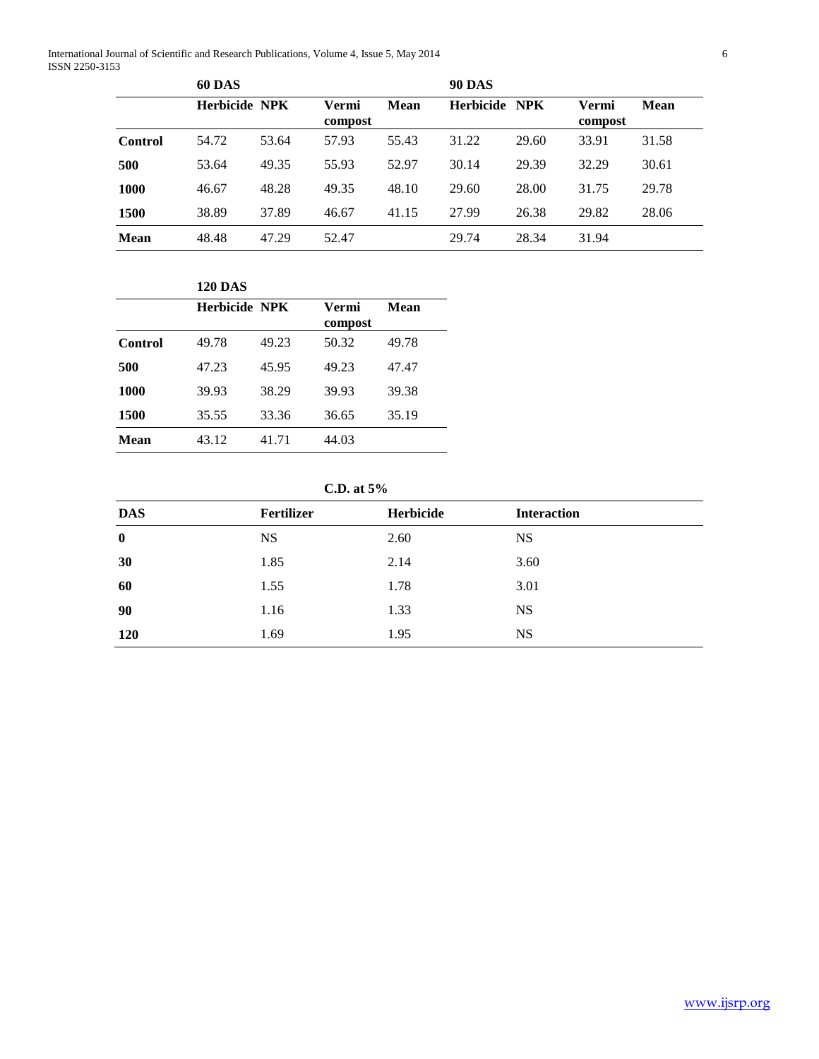| | 60 DAS | | | | 90 DAS | | | |
|---|---|---|---|---|---|---|---|---|
| | Herbicide | NPK | Vermi compost | Mean | Herbicide | NPK | Vermi compost | Mean |
| **Control** | 54.72 | 53.64 | 57.93 | 55.43 | 31.22 | 29.60 | 33.91 | 31.58 |
| **500** | 53.64 | 49.35 | 55.93 | 52.97 | 30.14 | 29.39 | 32.29 | 30.61 |
| **1000** | 46.67 | 48.28 | 49.35 | 48.10 | 29.60 | 28.00 | 31.75 | 29.78 |
| **1500** | 38.89 | 37.89 | 46.67 | 41.15 | 27.99 | 26.38 | 29.82 | 28.06 |
| **Mean** | 48.48 | 47.29 | 52.47 | | 29.74 | 28.34 | 31.94 | |

| | 120 DAS | | | |
|---|---|---|---|---|
| | Herbicide | NPK | Vermi compost | Mean |
| **Control** | 49.78 | 49.23 | 50.32 | 49.78 |
| **500** | 47.23 | 45.95 | 49.23 | 47.47 |
| **1000** | 39.93 | 38.29 | 39.93 | 39.38 |
| **1500** | 35.55 | 33.36 | 36.65 | 35.19 |
| **Mean** | 43.12 | 41.71 | 44.03 | |

**C.D. at 5%**

| DAS | Fertilizer | Herbicide | Interaction |
|---|---|---|---|
| **0** | NS | 2.60 | NS |
| **30** | 1.85 | 2.14 | 3.60 |
| **60** | 1.55 | 1.78 | 3.01 |
| **90** | 1.16 | 1.33 | NS |
| **120** | 1.69 | 1.95 | NS |